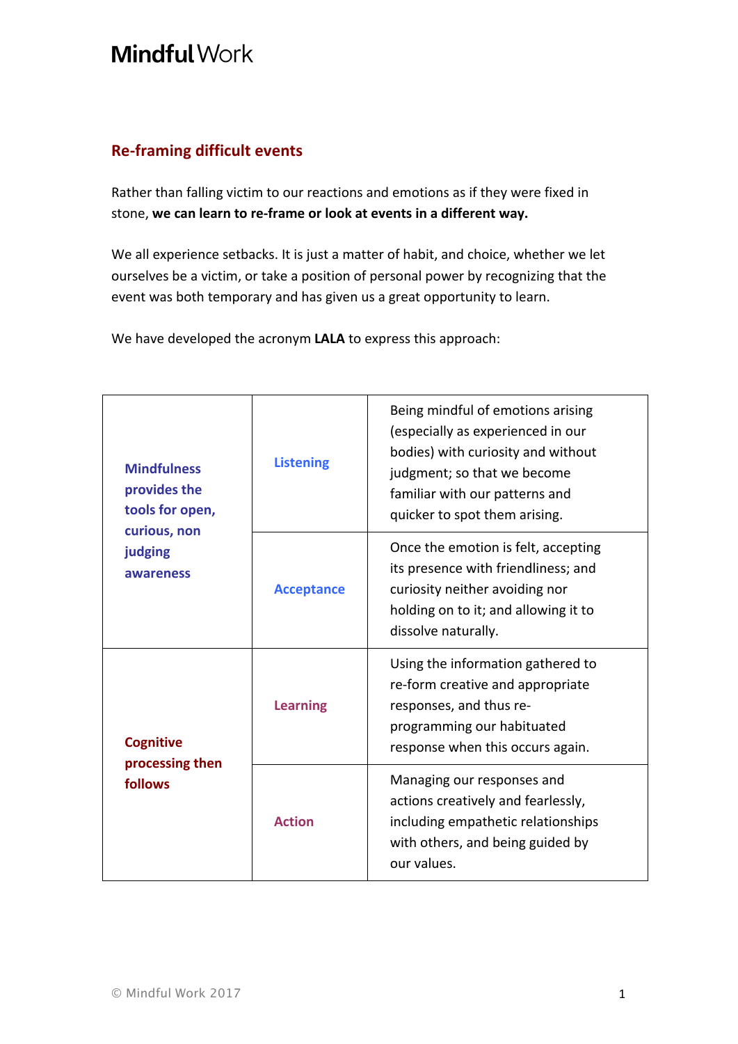**Mindful Work**

## Re-framing difficult events

Rather than falling victim to our reactions and emotions as if they were fixed in stone, **we can learn to re-frame or look at events in a different way.**

We all experience setbacks. It is just a matter of habit, and choice, whether we let ourselves be a victim, or take a position of personal power by recognizing that the event was both temporary and has given us a great opportunity to learn.

We have developed the acronym **LALA** to express this approach:

| | | |
|---|---|---|
| **Mindfulness provides the tools for open, curious, non judging awareness** | **Listening** | Being mindful of emotions arising (especially as experienced in our bodies) with curiosity and without judgment; so that we become familiar with our patterns and quicker to spot them arising. |
| | **Acceptance** | Once the emotion is felt, accepting its presence with friendliness; and curiosity neither avoiding nor holding on to it; and allowing it to dissolve naturally. |
| **Cognitive processing then follows** | **Learning** | Using the information gathered to re-form creative and appropriate responses, and thus re-programming our habituated response when this occurs again. |
| | **Action** | Managing our responses and actions creatively and fearlessly, including empathetic relationships with others, and being guided by our values. |

© Mindful Work 2017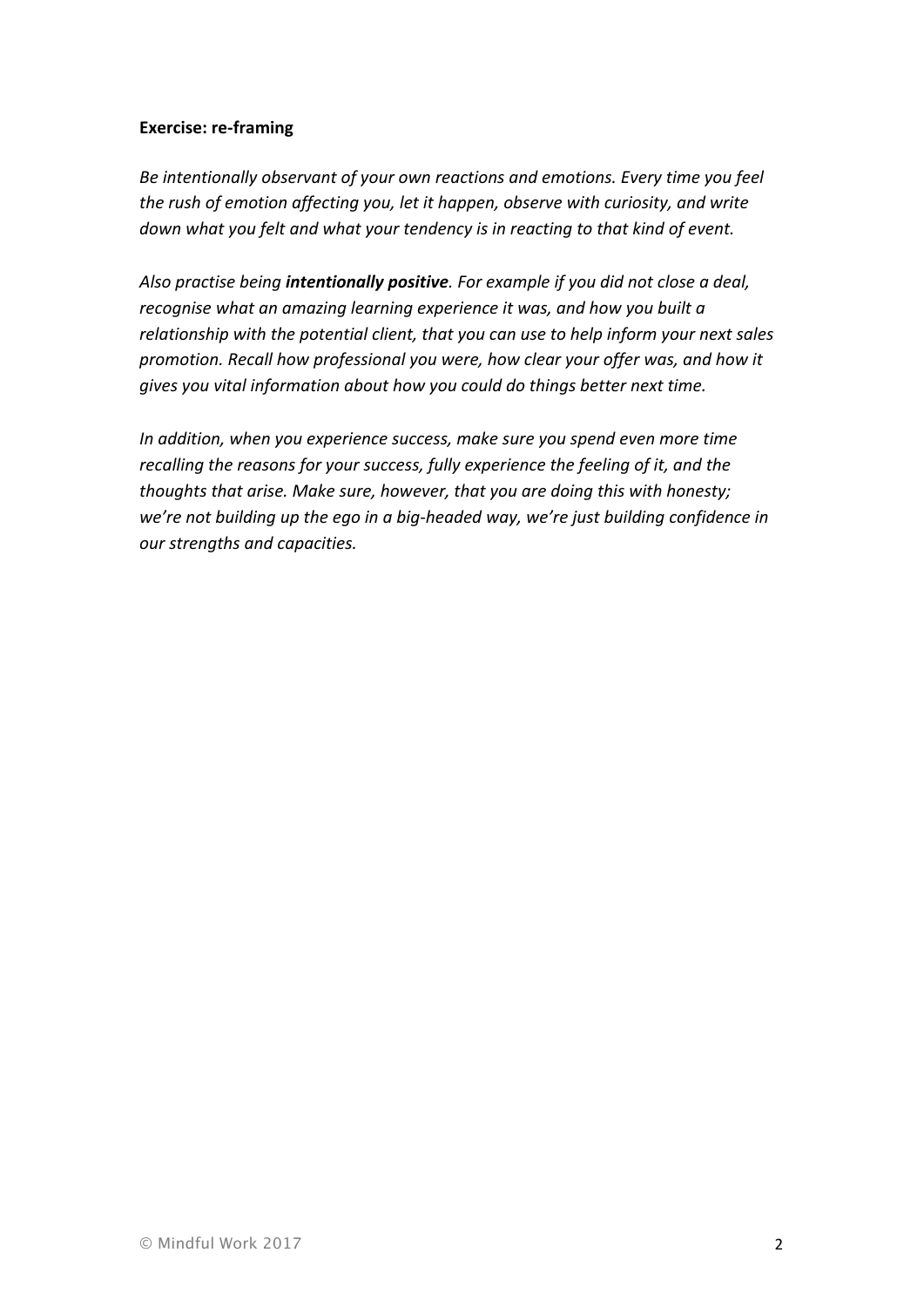**Exercise: re-framing**

*Be intentionally observant of your own reactions and emotions. Every time you feel the rush of emotion affecting you, let it happen, observe with curiosity, and write down what you felt and what your tendency is in reacting to that kind of event.*

*Also practise being* ***intentionally positive****. For example if you did not close a deal, recognise what an amazing learning experience it was, and how you built a relationship with the potential client, that you can use to help inform your next sales promotion. Recall how professional you were, how clear your offer was, and how it gives you vital information about how you could do things better next time.*

*In addition, when you experience success, make sure you spend even more time recalling the reasons for your success, fully experience the feeling of it, and the thoughts that arise. Make sure, however, that you are doing this with honesty; we're not building up the ego in a big-headed way, we're just building confidence in our strengths and capacities.*

© Mindful Work 2017